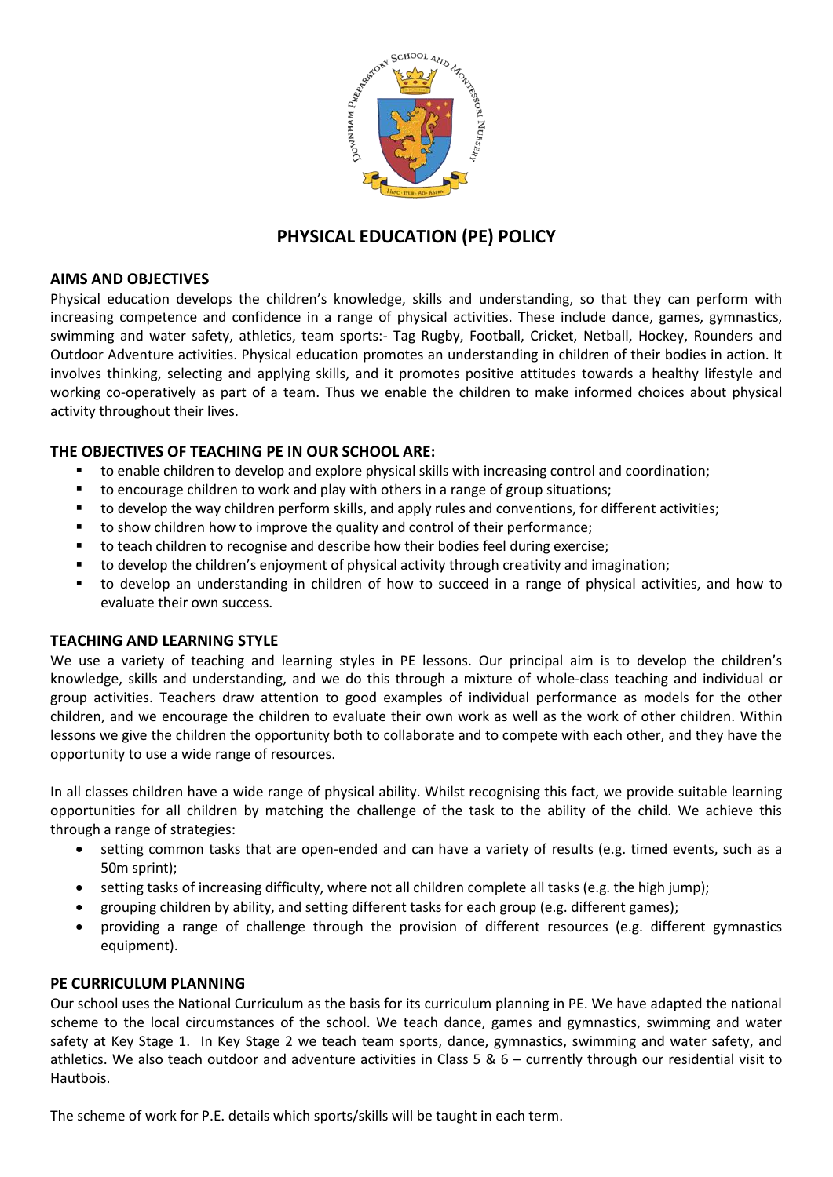# PHYSICAL EDUCATION (PE) POLICY

## AIMS AND OBJECTIVES

Physical education develops the children's knowledge, skills and understanding, so that they can perform with increasing competence and confidence in a range of physical activities. These include dance, games, gymnastics, swimming and water safety, athletics, team sports:- Tag Rugby, Football, Cricket, Netball, Hockey, Rounders and Outdoor Adventure activities. Physical education promotes an understanding in children of their bodies in action. It involves thinking, selecting and applying skills, and it promotes positive attitudes towards a healthy lifestyle and working co-operatively as part of a team. Thus we enable the children to make informed choices about physical activity throughout their lives.

## THE OBJECTIVES OF TEACHING PE IN OUR SCHOOL ARE:

- to enable children to develop and explore physical skills with increasing control and coordination;
- to encourage children to work and play with others in a range of group situations;
- to develop the way children perform skills, and apply rules and conventions, for different activities;
- to show children how to improve the quality and control of their performance;
- to teach children to recognise and describe how their bodies feel during exercise;
- to develop the children's enjoyment of physical activity through creativity and imagination;
- to develop an understanding in children of how to succeed in a range of physical activities, and how to evaluate their own success.

## TEACHING AND LEARNING STYLE

We use a variety of teaching and learning styles in PE lessons. Our principal aim is to develop the children's knowledge, skills and understanding, and we do this through a mixture of whole-class teaching and individual or group activities. Teachers draw attention to good examples of individual performance as models for the other children, and we encourage the children to evaluate their own work as well as the work of other children. Within lessons we give the children the opportunity both to collaborate and to compete with each other, and they have the opportunity to use a wide range of resources.

In all classes children have a wide range of physical ability. Whilst recognising this fact, we provide suitable learning opportunities for all children by matching the challenge of the task to the ability of the child. We achieve this through a range of strategies:

- setting common tasks that are open-ended and can have a variety of results (e.g. timed events, such as a 50m sprint);
- setting tasks of increasing difficulty, where not all children complete all tasks (e.g. the high jump);
- grouping children by ability, and setting different tasks for each group (e.g. different games);
- providing a range of challenge through the provision of different resources (e.g. different gymnastics equipment).

## PE CURRICULUM PLANNING

Our school uses the National Curriculum as the basis for its curriculum planning in PE. We have adapted the national scheme to the local circumstances of the school. We teach dance, games and gymnastics, swimming and water safety at Key Stage 1. In Key Stage 2 we teach team sports, dance, gymnastics, swimming and water safety, and athletics. We also teach outdoor and adventure activities in Class 5 & 6 – currently through our residential visit to Hautbois.

The scheme of work for P.E. details which sports/skills will be taught in each term.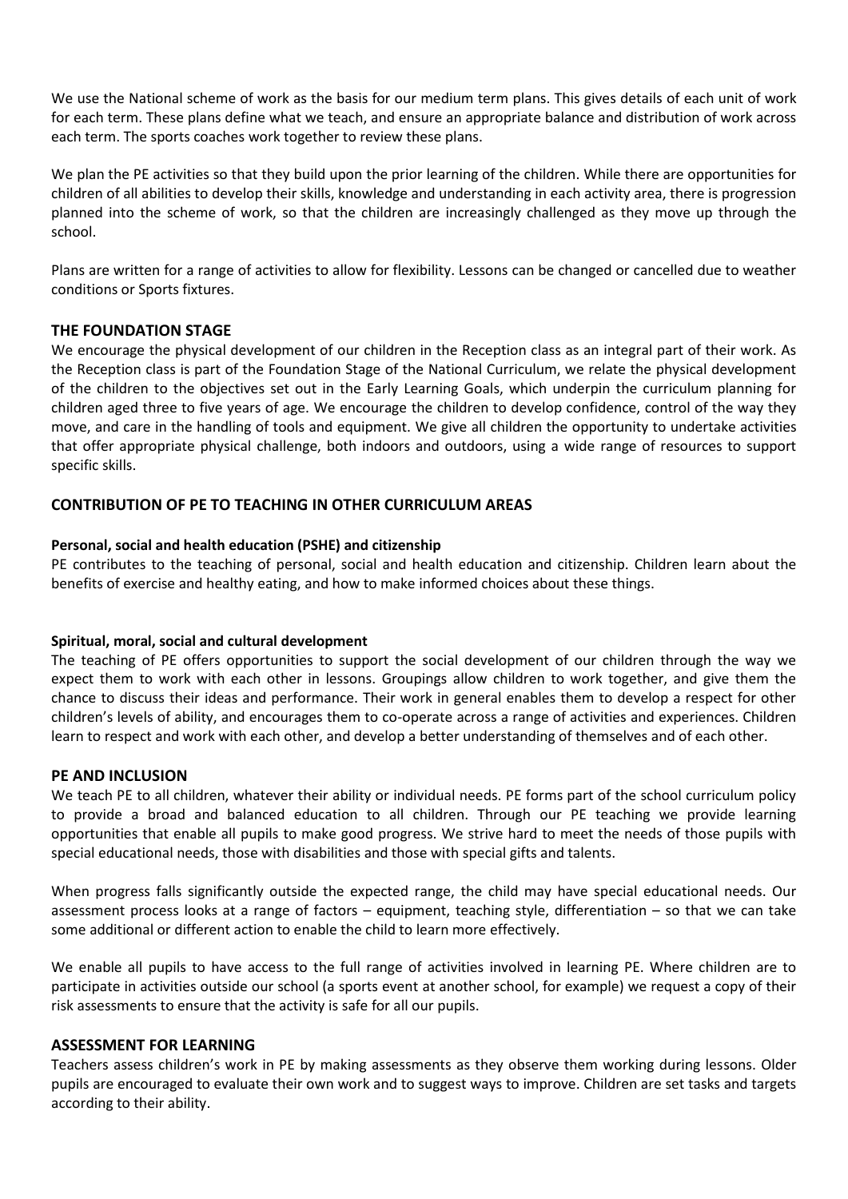We use the National scheme of work as the basis for our medium term plans. This gives details of each unit of work for each term. These plans define what we teach, and ensure an appropriate balance and distribution of work across each term. The sports coaches work together to review these plans.

We plan the PE activities so that they build upon the prior learning of the children. While there are opportunities for children of all abilities to develop their skills, knowledge and understanding in each activity area, there is progression planned into the scheme of work, so that the children are increasingly challenged as they move up through the school.

Plans are written for a range of activities to allow for flexibility. Lessons can be changed or cancelled due to weather conditions or Sports fixtures.

## THE FOUNDATION STAGE

We encourage the physical development of our children in the Reception class as an integral part of their work. As the Reception class is part of the Foundation Stage of the National Curriculum, we relate the physical development of the children to the objectives set out in the Early Learning Goals, which underpin the curriculum planning for children aged three to five years of age. We encourage the children to develop confidence, control of the way they move, and care in the handling of tools and equipment. We give all children the opportunity to undertake activities that offer appropriate physical challenge, both indoors and outdoors, using a wide range of resources to support specific skills.

## CONTRIBUTION OF PE TO TEACHING IN OTHER CURRICULUM AREAS

### Personal, social and health education (PSHE) and citizenship

PE contributes to the teaching of personal, social and health education and citizenship. Children learn about the benefits of exercise and healthy eating, and how to make informed choices about these things.

### Spiritual, moral, social and cultural development

The teaching of PE offers opportunities to support the social development of our children through the way we expect them to work with each other in lessons. Groupings allow children to work together, and give them the chance to discuss their ideas and performance. Their work in general enables them to develop a respect for other children's levels of ability, and encourages them to co-operate across a range of activities and experiences. Children learn to respect and work with each other, and develop a better understanding of themselves and of each other.

## PE AND INCLUSION

We teach PE to all children, whatever their ability or individual needs. PE forms part of the school curriculum policy to provide a broad and balanced education to all children. Through our PE teaching we provide learning opportunities that enable all pupils to make good progress. We strive hard to meet the needs of those pupils with special educational needs, those with disabilities and those with special gifts and talents.

When progress falls significantly outside the expected range, the child may have special educational needs. Our assessment process looks at a range of factors – equipment, teaching style, differentiation – so that we can take some additional or different action to enable the child to learn more effectively.

We enable all pupils to have access to the full range of activities involved in learning PE. Where children are to participate in activities outside our school (a sports event at another school, for example) we request a copy of their risk assessments to ensure that the activity is safe for all our pupils.

## ASSESSMENT FOR LEARNING

Teachers assess children's work in PE by making assessments as they observe them working during lessons. Older pupils are encouraged to evaluate their own work and to suggest ways to improve. Children are set tasks and targets according to their ability.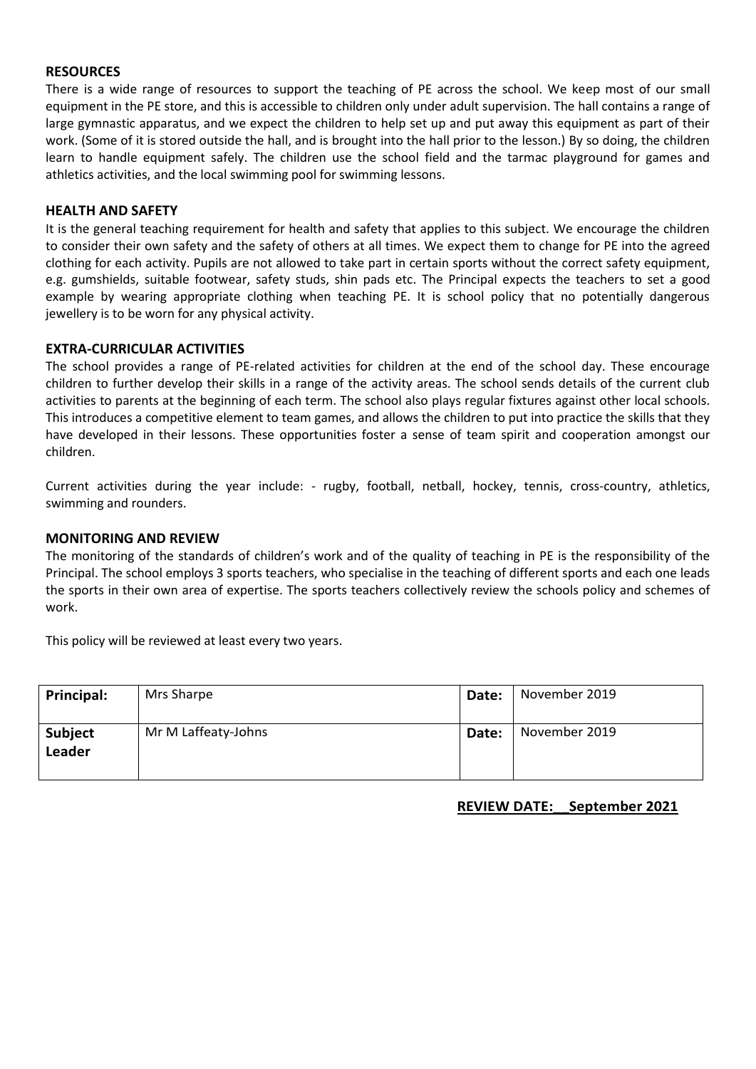## RESOURCES

There is a wide range of resources to support the teaching of PE across the school. We keep most of our small equipment in the PE store, and this is accessible to children only under adult supervision. The hall contains a range of large gymnastic apparatus, and we expect the children to help set up and put away this equipment as part of their work. (Some of it is stored outside the hall, and is brought into the hall prior to the lesson.) By so doing, the children learn to handle equipment safely. The children use the school field and the tarmac playground for games and athletics activities, and the local swimming pool for swimming lessons.

## HEALTH AND SAFETY

It is the general teaching requirement for health and safety that applies to this subject. We encourage the children to consider their own safety and the safety of others at all times. We expect them to change for PE into the agreed clothing for each activity. Pupils are not allowed to take part in certain sports without the correct safety equipment, e.g. gumshields, suitable footwear, safety studs, shin pads etc. The Principal expects the teachers to set a good example by wearing appropriate clothing when teaching PE. It is school policy that no potentially dangerous jewellery is to be worn for any physical activity.

## EXTRA-CURRICULAR ACTIVITIES

The school provides a range of PE-related activities for children at the end of the school day. These encourage children to further develop their skills in a range of the activity areas. The school sends details of the current club activities to parents at the beginning of each term. The school also plays regular fixtures against other local schools. This introduces a competitive element to team games, and allows the children to put into practice the skills that they have developed in their lessons. These opportunities foster a sense of team spirit and cooperation amongst our children.

Current activities during the year include: - rugby, football, netball, hockey, tennis, cross-country, athletics, swimming and rounders.

## MONITORING AND REVIEW

The monitoring of the standards of children's work and of the quality of teaching in PE is the responsibility of the Principal. The school employs 3 sports teachers, who specialise in the teaching of different sports and each one leads the sports in their own area of expertise. The sports teachers collectively review the schools policy and schemes of work.

This policy will be reviewed at least every two years.

| | | | |
|---|---|---|---|
| **Principal:** | Mrs Sharpe | **Date:** | November 2019 |
| **Subject Leader** | Mr M Laffeaty-Johns | **Date:** | November 2019 |

**REVIEW DATE:__September 2021**